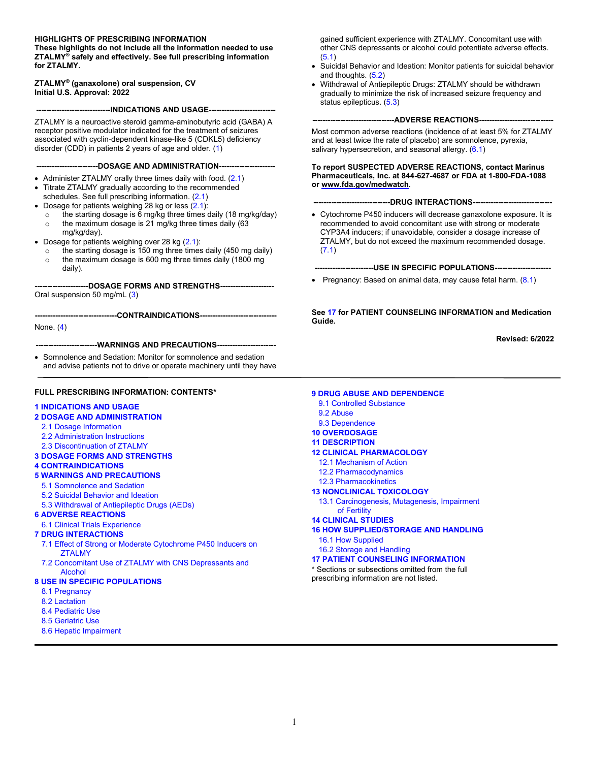**HIGHLIGHTS OF PRESCRIBING INFORMATION**
**These highlights do not include all the information needed to use ZTALMY® safely and effectively. See full prescribing information for ZTALMY.**

**ZTALMY® (ganaxolone) oral suspension, CV**
**Initial U.S. Approval: 2022**

**----------------------------INDICATIONS AND USAGE--------------------------**

ZTALMY is a neuroactive steroid gamma-aminobutyric acid (GABA) A receptor positive modulator indicated for the treatment of seizures associated with cyclin-dependent kinase-like 5 (CDKL5) deficiency disorder (CDD) in patients 2 years of age and older. (1)

**-----------------------DOSAGE AND ADMINISTRATION----------------------**

- Administer ZTALMY orally three times daily with food. (2.1)
- Titrate ZTALMY gradually according to the recommended schedules. See full prescribing information. (2.1)
- Dosage for patients weighing 28 kg or less (2.1):
  - the starting dosage is 6 mg/kg three times daily (18 mg/kg/day)
  - the maximum dosage is 21 mg/kg three times daily (63 mg/kg/day).
- Dosage for patients weighing over 28 kg (2.1):
  - the starting dosage is 150 mg three times daily (450 mg daily)
  - the maximum dosage is 600 mg three times daily (1800 mg daily).

**---------------------DOSAGE FORMS AND STRENGTHS---------------------**

Oral suspension 50 mg/mL (3)

**-------------------------------CONTRAINDICATIONS------------------------------**

None. (4)

**-----------------------WARNINGS AND PRECAUTIONS-----------------------**

- Somnolence and Sedation: Monitor for somnolence and sedation and advise patients not to drive or operate machinery until they have gained sufficient experience with ZTALMY. Concomitant use with other CNS depressants or alcohol could potentiate adverse effects. (5.1)
- Suicidal Behavior and Ideation: Monitor patients for suicidal behavior and thoughts. (5.2)
- Withdrawal of Antiepileptic Drugs: ZTALMY should be withdrawn gradually to minimize the risk of increased seizure frequency and status epilepticus. (5.3)

**-------------------------------ADVERSE REACTIONS-----------------------------**

Most common adverse reactions (incidence of at least 5% for ZTALMY and at least twice the rate of placebo) are somnolence, pyrexia, salivary hypersecretion, and seasonal allergy. (6.1)

**To report SUSPECTED ADVERSE REACTIONS, contact Marinus Pharmaceuticals, Inc. at 844-627-4687 or FDA at 1-800-FDA-1088 or www.fda.gov/medwatch.**

**------------------------------DRUG INTERACTIONS-------------------------------**

- Cytochrome P450 inducers will decrease ganaxolone exposure. It is recommended to avoid concomitant use with strong or moderate CYP3A4 inducers; if unavoidable, consider a dosage increase of ZTALMY, but do not exceed the maximum recommended dosage. (7.1)

**-----------------------USE IN SPECIFIC POPULATIONS----------------------**

- Pregnancy: Based on animal data, may cause fetal harm. (8.1)

**See 17 for PATIENT COUNSELING INFORMATION and Medication Guide.**

**Revised: 6/2022**

---

**FULL PRESCRIBING INFORMATION: CONTENTS***

**1 INDICATIONS AND USAGE**
**2 DOSAGE AND ADMINISTRATION**
- 2.1 Dosage Information
- 2.2 Administration Instructions
- 2.3 Discontinuation of ZTALMY

**3 DOSAGE FORMS AND STRENGTHS**
**4 CONTRAINDICATIONS**
**5 WARNINGS AND PRECAUTIONS**
- 5.1 Somnolence and Sedation
- 5.2 Suicidal Behavior and Ideation
- 5.3 Withdrawal of Antiepileptic Drugs (AEDs)

**6 ADVERSE REACTIONS**
- 6.1 Clinical Trials Experience

**7 DRUG INTERACTIONS**
- 7.1 Effect of Strong or Moderate Cytochrome P450 Inducers on ZTALMY
- 7.2 Concomitant Use of ZTALMY with CNS Depressants and Alcohol

**8 USE IN SPECIFIC POPULATIONS**
- 8.1 Pregnancy
- 8.2 Lactation
- 8.4 Pediatric Use
- 8.5 Geriatric Use
- 8.6 Hepatic Impairment

**9 DRUG ABUSE AND DEPENDENCE**
- 9.1 Controlled Substance
- 9.2 Abuse
- 9.3 Dependence

**10 OVERDOSAGE**
**11 DESCRIPTION**
**12 CLINICAL PHARMACOLOGY**
- 12.1 Mechanism of Action
- 12.2 Pharmacodynamics
- 12.3 Pharmacokinetics

**13 NONCLINICAL TOXICOLOGY**
- 13.1 Carcinogenesis, Mutagenesis, Impairment of Fertility

**14 CLINICAL STUDIES**
**16 HOW SUPPLIED/STORAGE AND HANDLING**
- 16.1 How Supplied
- 16.2 Storage and Handling

**17 PATIENT COUNSELING INFORMATION**

* Sections or subsections omitted from the full prescribing information are not listed.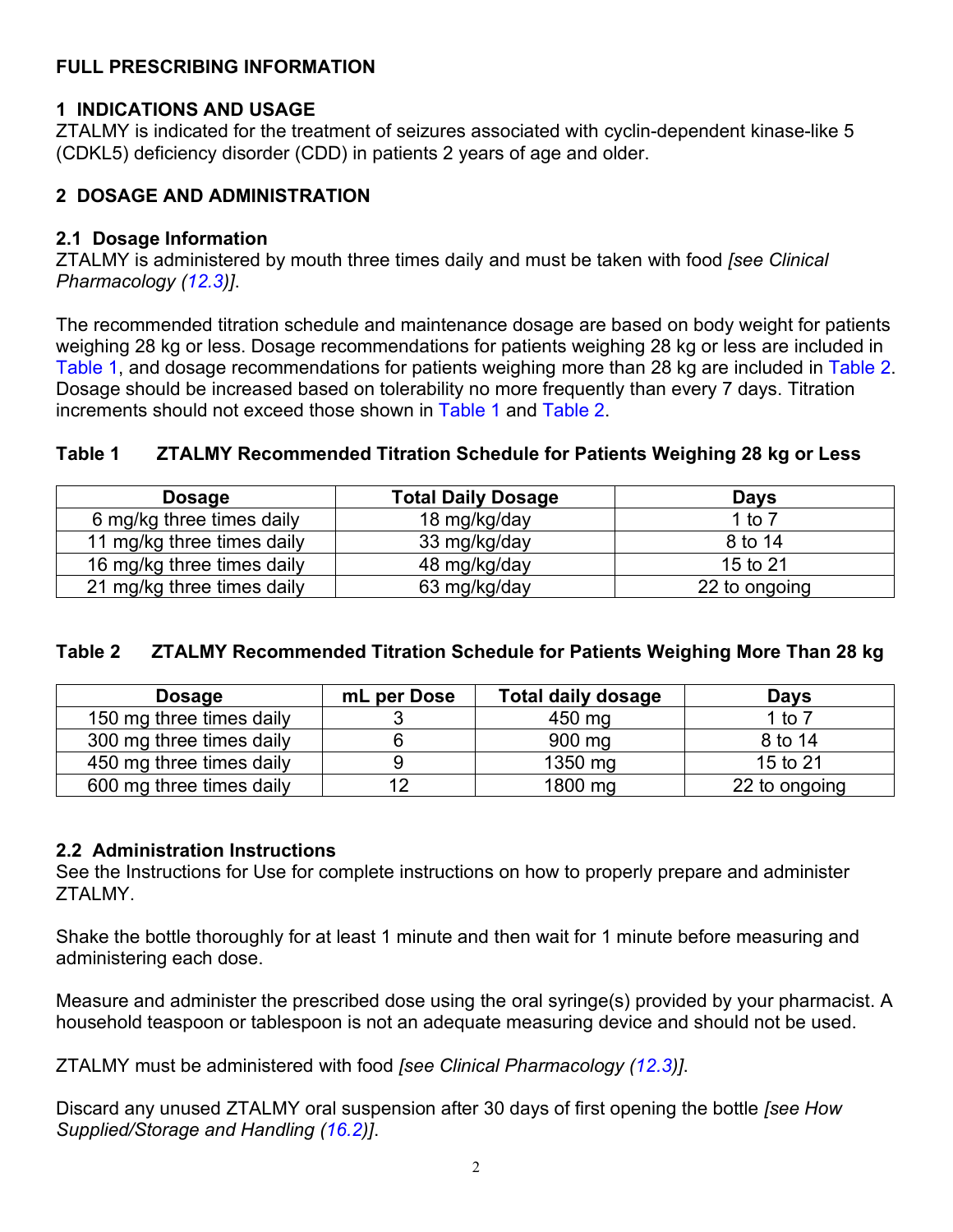# FULL PRESCRIBING INFORMATION

## 1 INDICATIONS AND USAGE

ZTALMY is indicated for the treatment of seizures associated with cyclin-dependent kinase-like 5 (CDKL5) deficiency disorder (CDD) in patients 2 years of age and older.

## 2 DOSAGE AND ADMINISTRATION

### 2.1 Dosage Information

ZTALMY is administered by mouth three times daily and must be taken with food *[see Clinical Pharmacology (12.3)]*.

The recommended titration schedule and maintenance dosage are based on body weight for patients weighing 28 kg or less. Dosage recommendations for patients weighing 28 kg or less are included in Table 1, and dosage recommendations for patients weighing more than 28 kg are included in Table 2. Dosage should be increased based on tolerability no more frequently than every 7 days. Titration increments should not exceed those shown in Table 1 and Table 2.

**Table 1 ZTALMY Recommended Titration Schedule for Patients Weighing 28 kg or Less**

| Dosage | Total Daily Dosage | Days |
|---|---|---|
| 6 mg/kg three times daily | 18 mg/kg/day | 1 to 7 |
| 11 mg/kg three times daily | 33 mg/kg/day | 8 to 14 |
| 16 mg/kg three times daily | 48 mg/kg/day | 15 to 21 |
| 21 mg/kg three times daily | 63 mg/kg/day | 22 to ongoing |

**Table 2 ZTALMY Recommended Titration Schedule for Patients Weighing More Than 28 kg**

| Dosage | mL per Dose | Total daily dosage | Days |
|---|---|---|---|
| 150 mg three times daily | 3 | 450 mg | 1 to 7 |
| 300 mg three times daily | 6 | 900 mg | 8 to 14 |
| 450 mg three times daily | 9 | 1350 mg | 15 to 21 |
| 600 mg three times daily | 12 | 1800 mg | 22 to ongoing |

### 2.2 Administration Instructions

See the Instructions for Use for complete instructions on how to properly prepare and administer ZTALMY.

Shake the bottle thoroughly for at least 1 minute and then wait for 1 minute before measuring and administering each dose.

Measure and administer the prescribed dose using the oral syringe(s) provided by your pharmacist. A household teaspoon or tablespoon is not an adequate measuring device and should not be used.

ZTALMY must be administered with food *[see Clinical Pharmacology (12.3)]*.

Discard any unused ZTALMY oral suspension after 30 days of first opening the bottle *[see How Supplied/Storage and Handling (16.2)]*.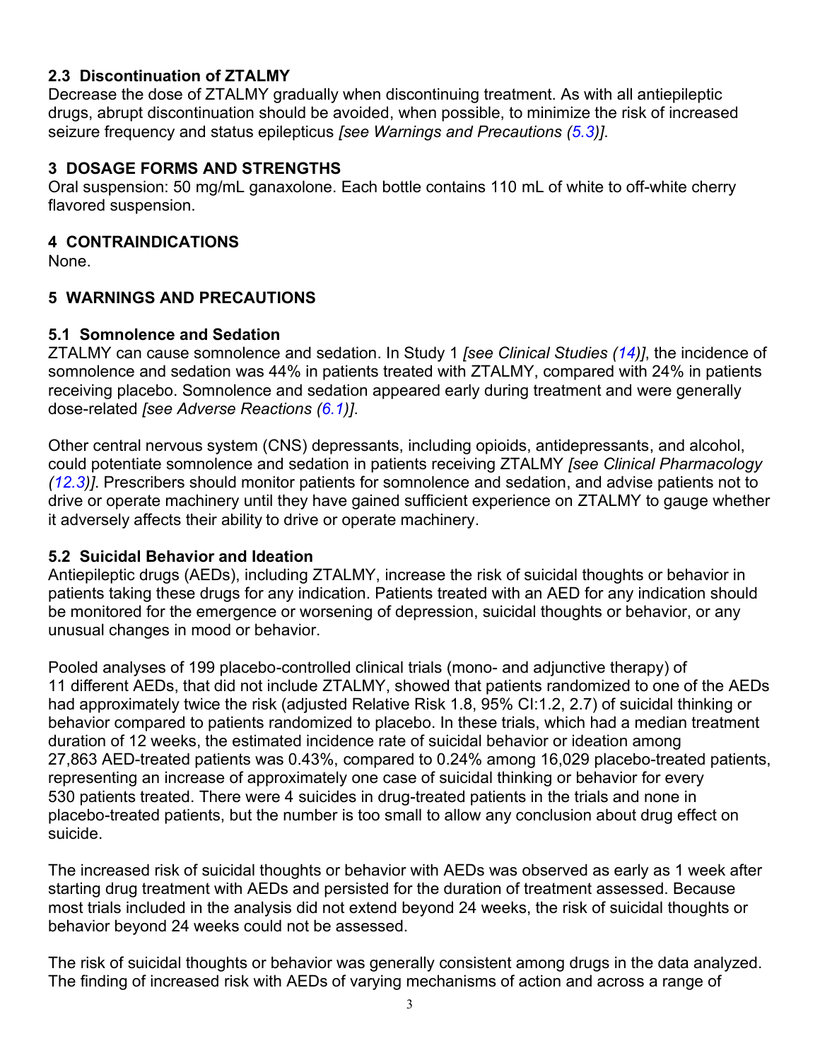### 2.3 Discontinuation of ZTALMY

Decrease the dose of ZTALMY gradually when discontinuing treatment. As with all antiepileptic drugs, abrupt discontinuation should be avoided, when possible, to minimize the risk of increased seizure frequency and status epilepticus *[see Warnings and Precautions (5.3)]*.

## 3 DOSAGE FORMS AND STRENGTHS

Oral suspension: 50 mg/mL ganaxolone. Each bottle contains 110 mL of white to off-white cherry flavored suspension.

## 4 CONTRAINDICATIONS

None.

## 5 WARNINGS AND PRECAUTIONS

### 5.1 Somnolence and Sedation

ZTALMY can cause somnolence and sedation. In Study 1 *[see Clinical Studies (14)]*, the incidence of somnolence and sedation was 44% in patients treated with ZTALMY, compared with 24% in patients receiving placebo. Somnolence and sedation appeared early during treatment and were generally dose-related *[see Adverse Reactions (6.1)]*.

Other central nervous system (CNS) depressants, including opioids, antidepressants, and alcohol, could potentiate somnolence and sedation in patients receiving ZTALMY *[see Clinical Pharmacology (12.3)]*. Prescribers should monitor patients for somnolence and sedation, and advise patients not to drive or operate machinery until they have gained sufficient experience on ZTALMY to gauge whether it adversely affects their ability to drive or operate machinery.

### 5.2 Suicidal Behavior and Ideation

Antiepileptic drugs (AEDs), including ZTALMY, increase the risk of suicidal thoughts or behavior in patients taking these drugs for any indication. Patients treated with an AED for any indication should be monitored for the emergence or worsening of depression, suicidal thoughts or behavior, or any unusual changes in mood or behavior.

Pooled analyses of 199 placebo-controlled clinical trials (mono- and adjunctive therapy) of 11 different AEDs, that did not include ZTALMY, showed that patients randomized to one of the AEDs had approximately twice the risk (adjusted Relative Risk 1.8, 95% CI:1.2, 2.7) of suicidal thinking or behavior compared to patients randomized to placebo. In these trials, which had a median treatment duration of 12 weeks, the estimated incidence rate of suicidal behavior or ideation among 27,863 AED-treated patients was 0.43%, compared to 0.24% among 16,029 placebo-treated patients, representing an increase of approximately one case of suicidal thinking or behavior for every 530 patients treated. There were 4 suicides in drug-treated patients in the trials and none in placebo-treated patients, but the number is too small to allow any conclusion about drug effect on suicide.

The increased risk of suicidal thoughts or behavior with AEDs was observed as early as 1 week after starting drug treatment with AEDs and persisted for the duration of treatment assessed. Because most trials included in the analysis did not extend beyond 24 weeks, the risk of suicidal thoughts or behavior beyond 24 weeks could not be assessed.

The risk of suicidal thoughts or behavior was generally consistent among drugs in the data analyzed. The finding of increased risk with AEDs of varying mechanisms of action and across a range of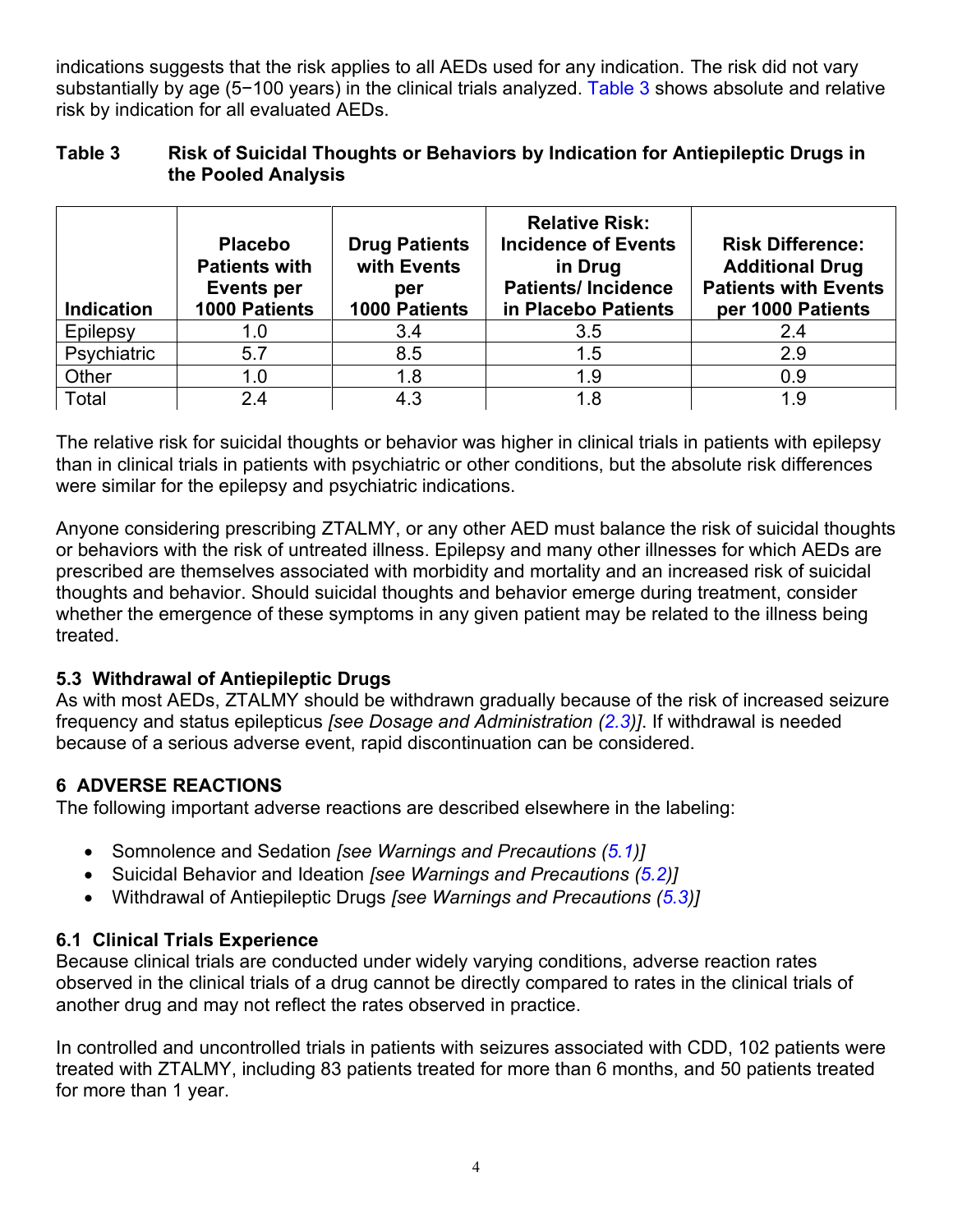indications suggests that the risk applies to all AEDs used for any indication. The risk did not vary substantially by age (5−100 years) in the clinical trials analyzed. Table 3 shows absolute and relative risk by indication for all evaluated AEDs.

**Table 3 Risk of Suicidal Thoughts or Behaviors by Indication for Antiepileptic Drugs in the Pooled Analysis**

| Indication | Placebo Patients with Events per 1000 Patients | Drug Patients with Events per 1000 Patients | Relative Risk: Incidence of Events in Drug Patients/ Incidence in Placebo Patients | Risk Difference: Additional Drug Patients with Events per 1000 Patients |
|---|---|---|---|---|
| Epilepsy | 1.0 | 3.4 | 3.5 | 2.4 |
| Psychiatric | 5.7 | 8.5 | 1.5 | 2.9 |
| Other | 1.0 | 1.8 | 1.9 | 0.9 |
| Total | 2.4 | 4.3 | 1.8 | 1.9 |

The relative risk for suicidal thoughts or behavior was higher in clinical trials in patients with epilepsy than in clinical trials in patients with psychiatric or other conditions, but the absolute risk differences were similar for the epilepsy and psychiatric indications.

Anyone considering prescribing ZTALMY, or any other AED must balance the risk of suicidal thoughts or behaviors with the risk of untreated illness. Epilepsy and many other illnesses for which AEDs are prescribed are themselves associated with morbidity and mortality and an increased risk of suicidal thoughts and behavior. Should suicidal thoughts and behavior emerge during treatment, consider whether the emergence of these symptoms in any given patient may be related to the illness being treated.

### 5.3 Withdrawal of Antiepileptic Drugs

As with most AEDs, ZTALMY should be withdrawn gradually because of the risk of increased seizure frequency and status epilepticus *[see Dosage and Administration (2.3)]*. If withdrawal is needed because of a serious adverse event, rapid discontinuation can be considered.

## 6 ADVERSE REACTIONS

The following important adverse reactions are described elsewhere in the labeling:

- Somnolence and Sedation *[see Warnings and Precautions (5.1)]*
- Suicidal Behavior and Ideation *[see Warnings and Precautions (5.2)]*
- Withdrawal of Antiepileptic Drugs *[see Warnings and Precautions (5.3)]*

### 6.1 Clinical Trials Experience

Because clinical trials are conducted under widely varying conditions, adverse reaction rates observed in the clinical trials of a drug cannot be directly compared to rates in the clinical trials of another drug and may not reflect the rates observed in practice.

In controlled and uncontrolled trials in patients with seizures associated with CDD, 102 patients were treated with ZTALMY, including 83 patients treated for more than 6 months, and 50 patients treated for more than 1 year.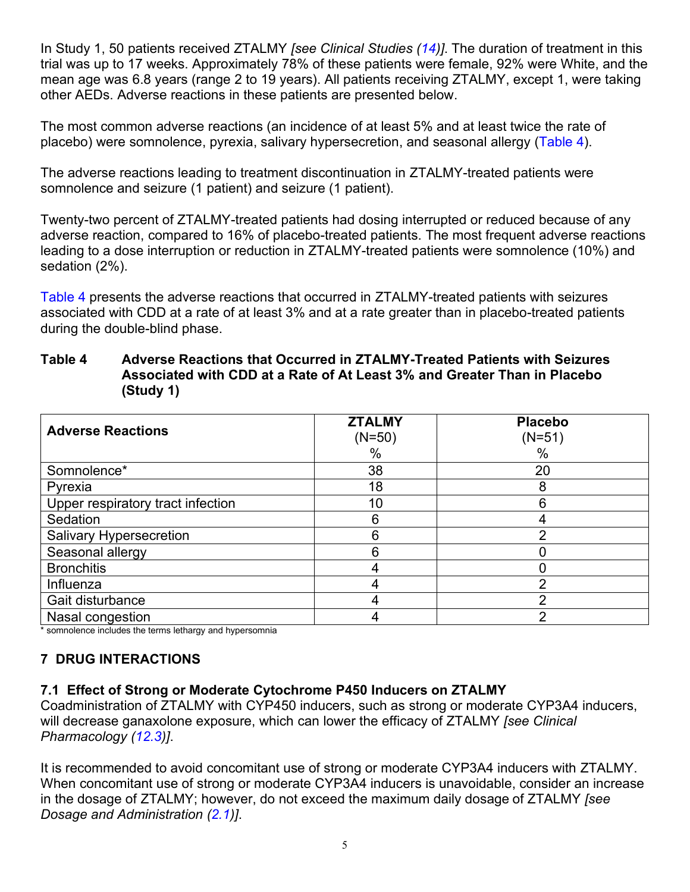In Study 1, 50 patients received ZTALMY *[see Clinical Studies (14)]*. The duration of treatment in this trial was up to 17 weeks. Approximately 78% of these patients were female, 92% were White, and the mean age was 6.8 years (range 2 to 19 years). All patients receiving ZTALMY, except 1, were taking other AEDs. Adverse reactions in these patients are presented below.

The most common adverse reactions (an incidence of at least 5% and at least twice the rate of placebo) were somnolence, pyrexia, salivary hypersecretion, and seasonal allergy (Table 4).

The adverse reactions leading to treatment discontinuation in ZTALMY-treated patients were somnolence and seizure (1 patient) and seizure (1 patient).

Twenty-two percent of ZTALMY-treated patients had dosing interrupted or reduced because of any adverse reaction, compared to 16% of placebo-treated patients. The most frequent adverse reactions leading to a dose interruption or reduction in ZTALMY-treated patients were somnolence (10%) and sedation (2%).

Table 4 presents the adverse reactions that occurred in ZTALMY-treated patients with seizures associated with CDD at a rate of at least 3% and at a rate greater than in placebo-treated patients during the double-blind phase.

**Table 4 Adverse Reactions that Occurred in ZTALMY-Treated Patients with Seizures Associated with CDD at a Rate of At Least 3% and Greater Than in Placebo (Study 1)**

| Adverse Reactions | ZTALMY (N=50) % | Placebo (N=51) % |
|---|---|---|
| Somnolence* | 38 | 20 |
| Pyrexia | 18 | 8 |
| Upper respiratory tract infection | 10 | 6 |
| Sedation | 6 | 4 |
| Salivary Hypersecretion | 6 | 2 |
| Seasonal allergy | 6 | 0 |
| Bronchitis | 4 | 0 |
| Influenza | 4 | 2 |
| Gait disturbance | 4 | 2 |
| Nasal congestion | 4 | 2 |

\* somnolence includes the terms lethargy and hypersomnia

## 7 DRUG INTERACTIONS

### 7.1 Effect of Strong or Moderate Cytochrome P450 Inducers on ZTALMY

Coadministration of ZTALMY with CYP450 inducers, such as strong or moderate CYP3A4 inducers, will decrease ganaxolone exposure, which can lower the efficacy of ZTALMY *[see Clinical Pharmacology (12.3)]*.

It is recommended to avoid concomitant use of strong or moderate CYP3A4 inducers with ZTALMY. When concomitant use of strong or moderate CYP3A4 inducers is unavoidable, consider an increase in the dosage of ZTALMY; however, do not exceed the maximum daily dosage of ZTALMY *[see Dosage and Administration (2.1)]*.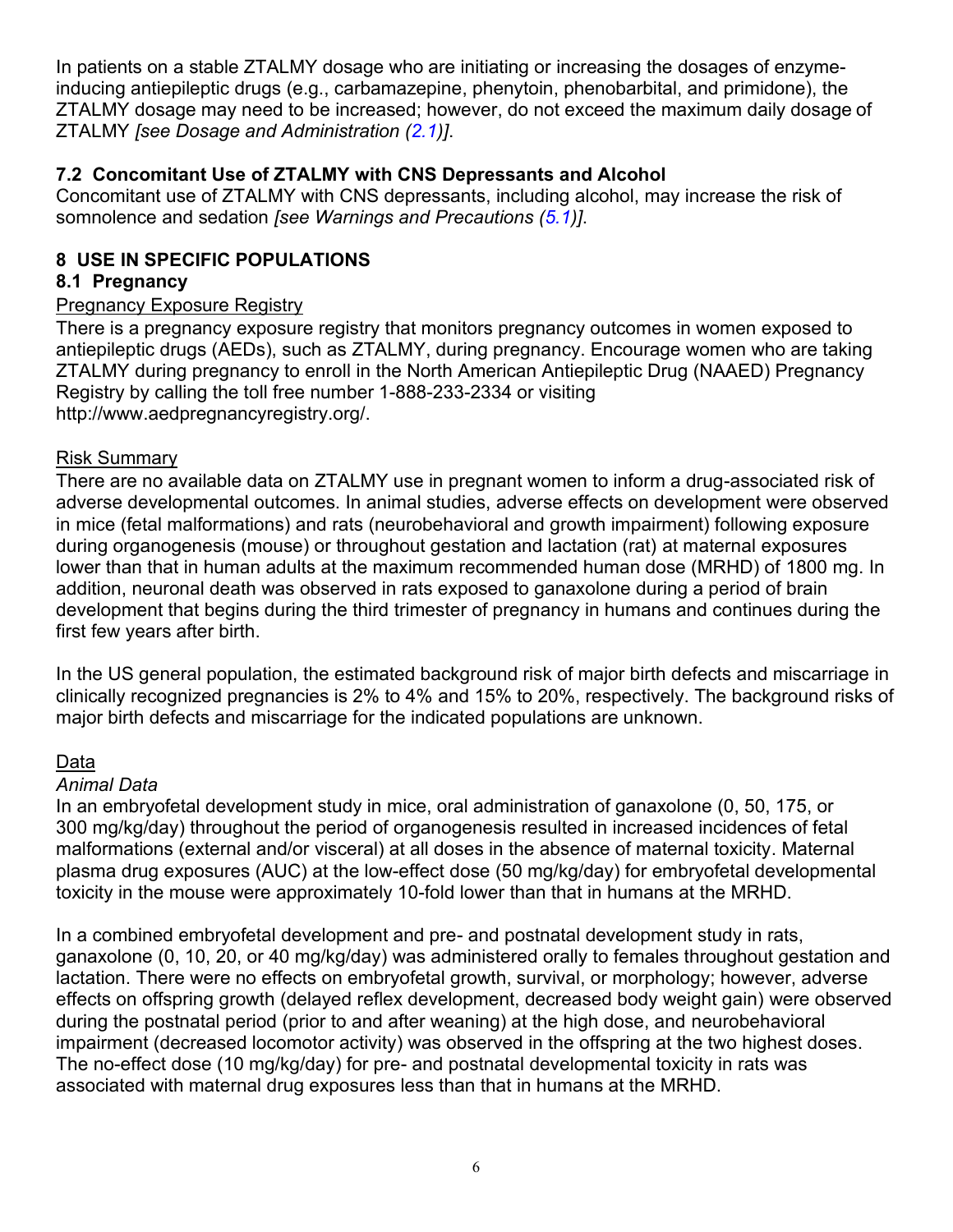In patients on a stable ZTALMY dosage who are initiating or increasing the dosages of enzyme-inducing antiepileptic drugs (e.g., carbamazepine, phenytoin, phenobarbital, and primidone), the ZTALMY dosage may need to be increased; however, do not exceed the maximum daily dosage of ZTALMY *[see Dosage and Administration (2.1)]*.

### 7.2 Concomitant Use of ZTALMY with CNS Depressants and Alcohol

Concomitant use of ZTALMY with CNS depressants, including alcohol, may increase the risk of somnolence and sedation *[see Warnings and Precautions (5.1)]*.

## 8 USE IN SPECIFIC POPULATIONS

### 8.1 Pregnancy

<u>Pregnancy Exposure Registry</u>

There is a pregnancy exposure registry that monitors pregnancy outcomes in women exposed to antiepileptic drugs (AEDs), such as ZTALMY, during pregnancy. Encourage women who are taking ZTALMY during pregnancy to enroll in the North American Antiepileptic Drug (NAAED) Pregnancy Registry by calling the toll free number 1-888-233-2334 or visiting http://www.aedpregnancyregistry.org/.

<u>Risk Summary</u>

There are no available data on ZTALMY use in pregnant women to inform a drug-associated risk of adverse developmental outcomes. In animal studies, adverse effects on development were observed in mice (fetal malformations) and rats (neurobehavioral and growth impairment) following exposure during organogenesis (mouse) or throughout gestation and lactation (rat) at maternal exposures lower than that in human adults at the maximum recommended human dose (MRHD) of 1800 mg. In addition, neuronal death was observed in rats exposed to ganaxolone during a period of brain development that begins during the third trimester of pregnancy in humans and continues during the first few years after birth.

In the US general population, the estimated background risk of major birth defects and miscarriage in clinically recognized pregnancies is 2% to 4% and 15% to 20%, respectively. The background risks of major birth defects and miscarriage for the indicated populations are unknown.

<u>Data</u>

*Animal Data*

In an embryofetal development study in mice, oral administration of ganaxolone (0, 50, 175, or 300 mg/kg/day) throughout the period of organogenesis resulted in increased incidences of fetal malformations (external and/or visceral) at all doses in the absence of maternal toxicity. Maternal plasma drug exposures (AUC) at the low-effect dose (50 mg/kg/day) for embryofetal developmental toxicity in the mouse were approximately 10-fold lower than that in humans at the MRHD.

In a combined embryofetal development and pre- and postnatal development study in rats, ganaxolone (0, 10, 20, or 40 mg/kg/day) was administered orally to females throughout gestation and lactation. There were no effects on embryofetal growth, survival, or morphology; however, adverse effects on offspring growth (delayed reflex development, decreased body weight gain) were observed during the postnatal period (prior to and after weaning) at the high dose, and neurobehavioral impairment (decreased locomotor activity) was observed in the offspring at the two highest doses. The no-effect dose (10 mg/kg/day) for pre- and postnatal developmental toxicity in rats was associated with maternal drug exposures less than that in humans at the MRHD.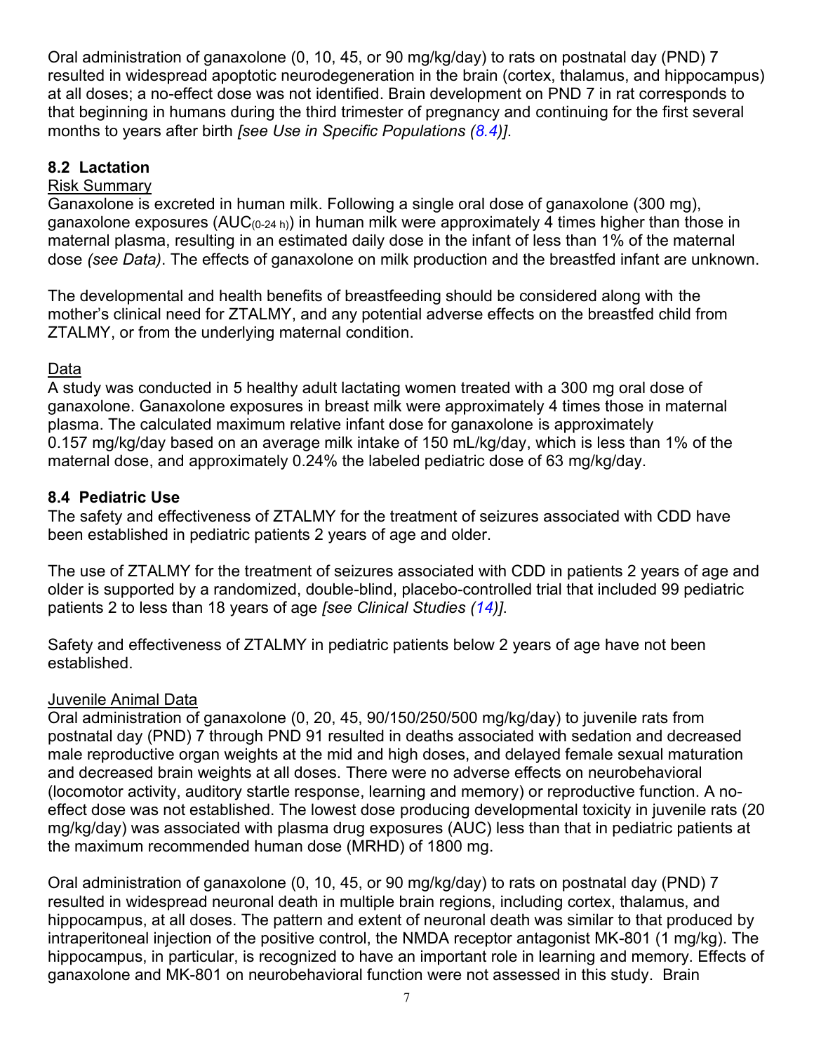Oral administration of ganaxolone (0, 10, 45, or 90 mg/kg/day) to rats on postnatal day (PND) 7 resulted in widespread apoptotic neurodegeneration in the brain (cortex, thalamus, and hippocampus) at all doses; a no-effect dose was not identified. Brain development on PND 7 in rat corresponds to that beginning in humans during the third trimester of pregnancy and continuing for the first several months to years after birth *[see Use in Specific Populations (8.4)]*.

## 8.2 Lactation

Risk Summary

Ganaxolone is excreted in human milk. Following a single oral dose of ganaxolone (300 mg), ganaxolone exposures ($AUC_{(0\text{-}24\ h)}$) in human milk were approximately 4 times higher than those in maternal plasma, resulting in an estimated daily dose in the infant of less than 1% of the maternal dose *(see Data)*. The effects of ganaxolone on milk production and the breastfed infant are unknown.

The developmental and health benefits of breastfeeding should be considered along with the mother's clinical need for ZTALMY, and any potential adverse effects on the breastfed child from ZTALMY, or from the underlying maternal condition.

Data

A study was conducted in 5 healthy adult lactating women treated with a 300 mg oral dose of ganaxolone. Ganaxolone exposures in breast milk were approximately 4 times those in maternal plasma. The calculated maximum relative infant dose for ganaxolone is approximately 0.157 mg/kg/day based on an average milk intake of 150 mL/kg/day, which is less than 1% of the maternal dose, and approximately 0.24% the labeled pediatric dose of 63 mg/kg/day.

## 8.4 Pediatric Use

The safety and effectiveness of ZTALMY for the treatment of seizures associated with CDD have been established in pediatric patients 2 years of age and older.

The use of ZTALMY for the treatment of seizures associated with CDD in patients 2 years of age and older is supported by a randomized, double-blind, placebo-controlled trial that included 99 pediatric patients 2 to less than 18 years of age *[see Clinical Studies (14)]*.

Safety and effectiveness of ZTALMY in pediatric patients below 2 years of age have not been established.

Juvenile Animal Data

Oral administration of ganaxolone (0, 20, 45, 90/150/250/500 mg/kg/day) to juvenile rats from postnatal day (PND) 7 through PND 91 resulted in deaths associated with sedation and decreased male reproductive organ weights at the mid and high doses, and delayed female sexual maturation and decreased brain weights at all doses. There were no adverse effects on neurobehavioral (locomotor activity, auditory startle response, learning and memory) or reproductive function. A no-effect dose was not established. The lowest dose producing developmental toxicity in juvenile rats (20 mg/kg/day) was associated with plasma drug exposures (AUC) less than that in pediatric patients at the maximum recommended human dose (MRHD) of 1800 mg.

Oral administration of ganaxolone (0, 10, 45, or 90 mg/kg/day) to rats on postnatal day (PND) 7 resulted in widespread neuronal death in multiple brain regions, including cortex, thalamus, and hippocampus, at all doses. The pattern and extent of neuronal death was similar to that produced by intraperitoneal injection of the positive control, the NMDA receptor antagonist MK-801 (1 mg/kg). The hippocampus, in particular, is recognized to have an important role in learning and memory. Effects of ganaxolone and MK-801 on neurobehavioral function were not assessed in this study. Brain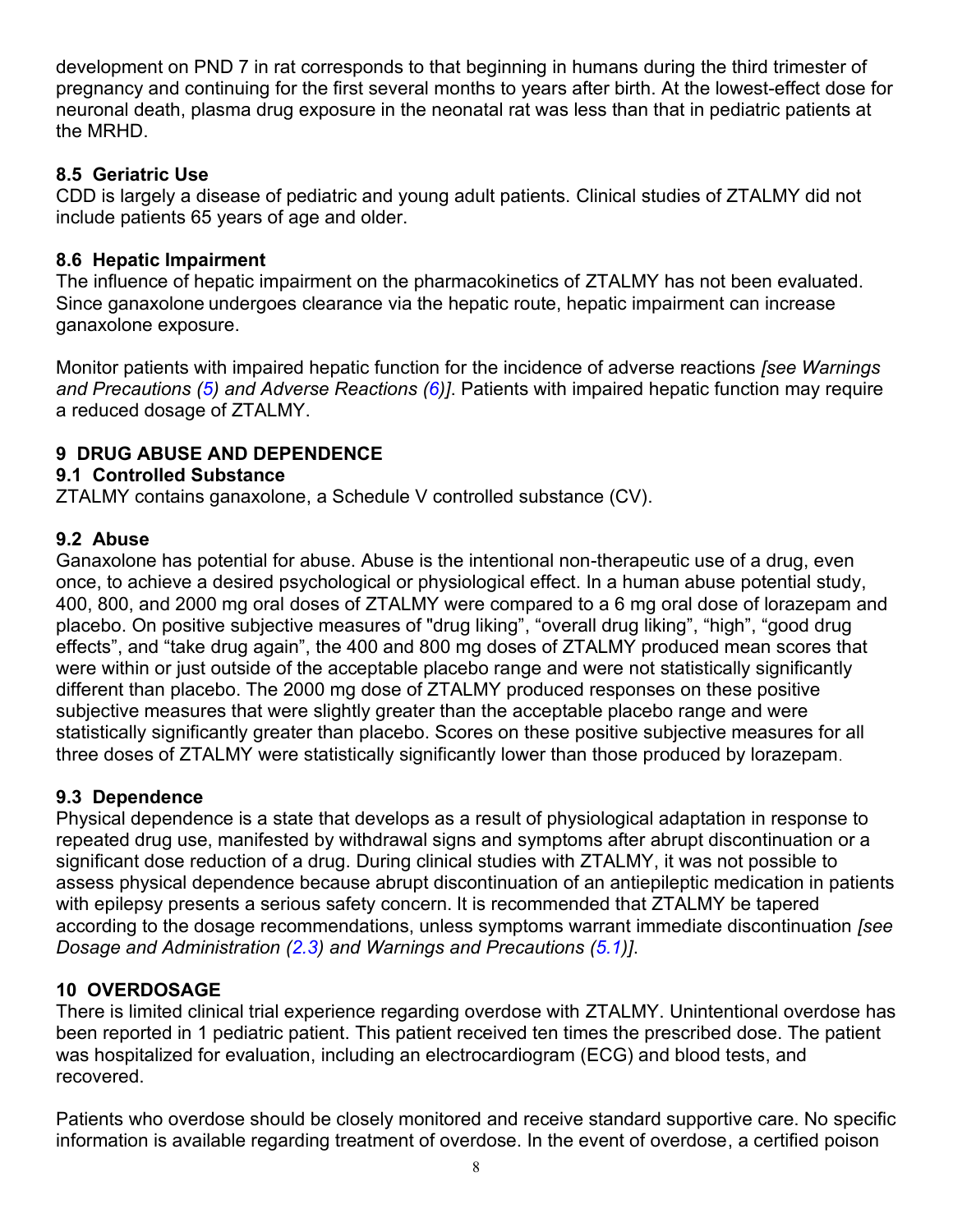development on PND 7 in rat corresponds to that beginning in humans during the third trimester of pregnancy and continuing for the first several months to years after birth. At the lowest-effect dose for neuronal death, plasma drug exposure in the neonatal rat was less than that in pediatric patients at the MRHD.

### 8.5 Geriatric Use

CDD is largely a disease of pediatric and young adult patients. Clinical studies of ZTALMY did not include patients 65 years of age and older.

### 8.6 Hepatic Impairment

The influence of hepatic impairment on the pharmacokinetics of ZTALMY has not been evaluated. Since ganaxolone undergoes clearance via the hepatic route, hepatic impairment can increase ganaxolone exposure.

Monitor patients with impaired hepatic function for the incidence of adverse reactions *[see Warnings and Precautions (5) and Adverse Reactions (6)]*. Patients with impaired hepatic function may require a reduced dosage of ZTALMY.

## 9 DRUG ABUSE AND DEPENDENCE

### 9.1 Controlled Substance

ZTALMY contains ganaxolone, a Schedule V controlled substance (CV).

### 9.2 Abuse

Ganaxolone has potential for abuse. Abuse is the intentional non-therapeutic use of a drug, even once, to achieve a desired psychological or physiological effect. In a human abuse potential study, 400, 800, and 2000 mg oral doses of ZTALMY were compared to a 6 mg oral dose of lorazepam and placebo. On positive subjective measures of "drug liking", "overall drug liking", "high", "good drug effects", and "take drug again", the 400 and 800 mg doses of ZTALMY produced mean scores that were within or just outside of the acceptable placebo range and were not statistically significantly different than placebo. The 2000 mg dose of ZTALMY produced responses on these positive subjective measures that were slightly greater than the acceptable placebo range and were statistically significantly greater than placebo. Scores on these positive subjective measures for all three doses of ZTALMY were statistically significantly lower than those produced by lorazepam.

### 9.3 Dependence

Physical dependence is a state that develops as a result of physiological adaptation in response to repeated drug use, manifested by withdrawal signs and symptoms after abrupt discontinuation or a significant dose reduction of a drug. During clinical studies with ZTALMY, it was not possible to assess physical dependence because abrupt discontinuation of an antiepileptic medication in patients with epilepsy presents a serious safety concern. It is recommended that ZTALMY be tapered according to the dosage recommendations, unless symptoms warrant immediate discontinuation *[see Dosage and Administration (2.3) and Warnings and Precautions (5.1)]*.

## 10 OVERDOSAGE

There is limited clinical trial experience regarding overdose with ZTALMY. Unintentional overdose has been reported in 1 pediatric patient. This patient received ten times the prescribed dose. The patient was hospitalized for evaluation, including an electrocardiogram (ECG) and blood tests, and recovered.

Patients who overdose should be closely monitored and receive standard supportive care. No specific information is available regarding treatment of overdose. In the event of overdose, a certified poison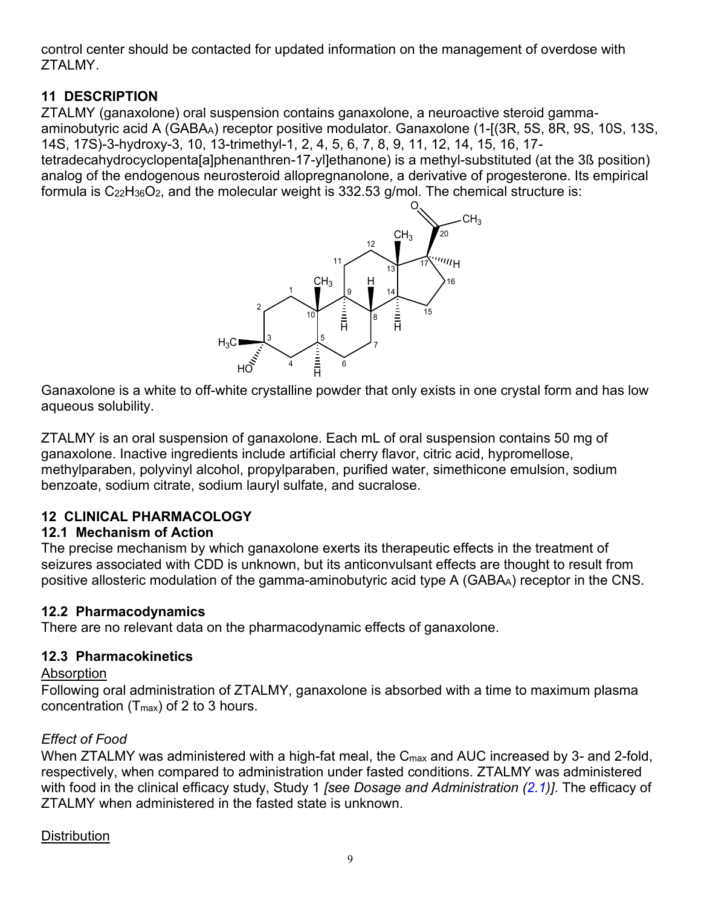control center should be contacted for updated information on the management of overdose with ZTALMY.

## 11 DESCRIPTION

ZTALMY (ganaxolone) oral suspension contains ganaxolone, a neuroactive steroid gamma-aminobutyric acid A ($GABA_A$) receptor positive modulator. Ganaxolone (1-[(3R, 5S, 8R, 9S, 10S, 13S, 14S, 17S)-3-hydroxy-3, 10, 13-trimethyl-1, 2, 4, 5, 6, 7, 8, 9, 11, 12, 14, 15, 16, 17-tetradecahydrocyclopenta[a]phenanthren-17-yl]ethanone) is a methyl-substituted (at the 3ß position) analog of the endogenous neurosteroid allopregnanolone, a derivative of progesterone. Its empirical formula is $C_{22}H_{36}O_2$, and the molecular weight is 332.53 g/mol. The chemical structure is:

Ganaxolone is a white to off-white crystalline powder that only exists in one crystal form and has low aqueous solubility.

ZTALMY is an oral suspension of ganaxolone. Each mL of oral suspension contains 50 mg of ganaxolone. Inactive ingredients include artificial cherry flavor, citric acid, hypromellose, methylparaben, polyvinyl alcohol, propylparaben, purified water, simethicone emulsion, sodium benzoate, sodium citrate, sodium lauryl sulfate, and sucralose.

## 12 CLINICAL PHARMACOLOGY

### 12.1 Mechanism of Action

The precise mechanism by which ganaxolone exerts its therapeutic effects in the treatment of seizures associated with CDD is unknown, but its anticonvulsant effects are thought to result from positive allosteric modulation of the gamma-aminobutyric acid type A ($GABA_A$) receptor in the CNS.

### 12.2 Pharmacodynamics

There are no relevant data on the pharmacodynamic effects of ganaxolone.

### 12.3 Pharmacokinetics

Absorption

Following oral administration of ZTALMY, ganaxolone is absorbed with a time to maximum plasma concentration ($T_{max}$) of 2 to 3 hours.

*Effect of Food*

When ZTALMY was administered with a high-fat meal, the $C_{max}$ and AUC increased by 3- and 2-fold, respectively, when compared to administration under fasted conditions. ZTALMY was administered with food in the clinical efficacy study, Study 1 *[see Dosage and Administration (2.1)]*. The efficacy of ZTALMY when administered in the fasted state is unknown.

Distribution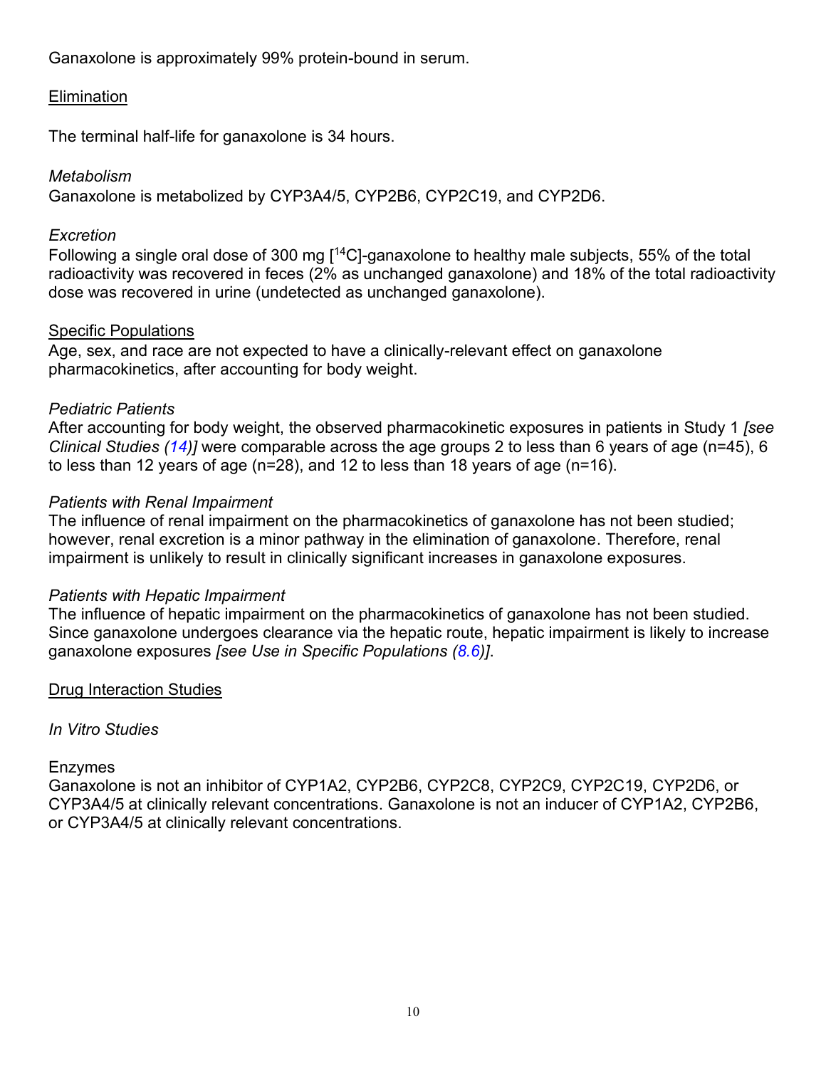Ganaxolone is approximately 99% protein-bound in serum.

### Elimination

The terminal half-life for ganaxolone is 34 hours.

*Metabolism*

Ganaxolone is metabolized by CYP3A4/5, CYP2B6, CYP2C19, and CYP2D6.

*Excretion*

Following a single oral dose of 300 mg [$^{14}C$]-ganaxolone to healthy male subjects, 55% of the total radioactivity was recovered in feces (2% as unchanged ganaxolone) and 18% of the total radioactivity dose was recovered in urine (undetected as unchanged ganaxolone).

### Specific Populations

Age, sex, and race are not expected to have a clinically-relevant effect on ganaxolone pharmacokinetics, after accounting for body weight.

*Pediatric Patients*

After accounting for body weight, the observed pharmacokinetic exposures in patients in Study 1 *[see Clinical Studies (14)]* were comparable across the age groups 2 to less than 6 years of age (n=45), 6 to less than 12 years of age (n=28), and 12 to less than 18 years of age (n=16).

*Patients with Renal Impairment*

The influence of renal impairment on the pharmacokinetics of ganaxolone has not been studied; however, renal excretion is a minor pathway in the elimination of ganaxolone. Therefore, renal impairment is unlikely to result in clinically significant increases in ganaxolone exposures.

*Patients with Hepatic Impairment*

The influence of hepatic impairment on the pharmacokinetics of ganaxolone has not been studied. Since ganaxolone undergoes clearance via the hepatic route, hepatic impairment is likely to increase ganaxolone exposures *[see Use in Specific Populations (8.6)]*.

### Drug Interaction Studies

*In Vitro Studies*

Enzymes

Ganaxolone is not an inhibitor of CYP1A2, CYP2B6, CYP2C8, CYP2C9, CYP2C19, CYP2D6, or CYP3A4/5 at clinically relevant concentrations. Ganaxolone is not an inducer of CYP1A2, CYP2B6, or CYP3A4/5 at clinically relevant concentrations.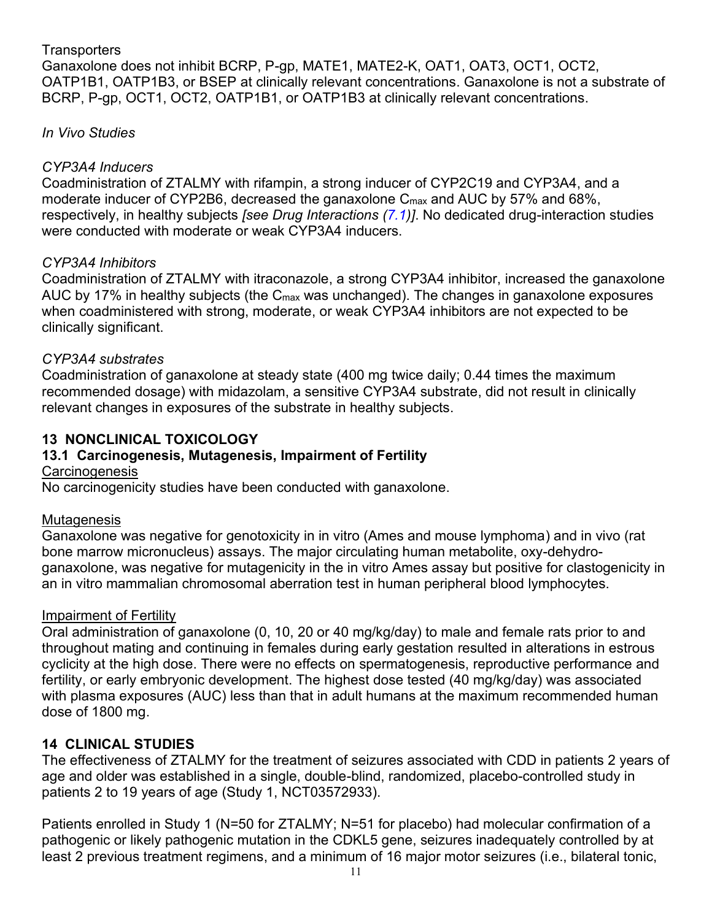Transporters

Ganaxolone does not inhibit BCRP, P-gp, MATE1, MATE2-K, OAT1, OAT3, OCT1, OCT2, OATP1B1, OATP1B3, or BSEP at clinically relevant concentrations. Ganaxolone is not a substrate of BCRP, P-gp, OCT1, OCT2, OATP1B1, or OATP1B3 at clinically relevant concentrations.

*In Vivo Studies*

*CYP3A4 Inducers*

Coadministration of ZTALMY with rifampin, a strong inducer of CYP2C19 and CYP3A4, and a moderate inducer of CYP2B6, decreased the ganaxolone $C_{max}$ and AUC by 57% and 68%, respectively, in healthy subjects *[see Drug Interactions (7.1)]*. No dedicated drug-interaction studies were conducted with moderate or weak CYP3A4 inducers.

*CYP3A4 Inhibitors*

Coadministration of ZTALMY with itraconazole, a strong CYP3A4 inhibitor, increased the ganaxolone AUC by 17% in healthy subjects (the $C_{max}$ was unchanged). The changes in ganaxolone exposures when coadministered with strong, moderate, or weak CYP3A4 inhibitors are not expected to be clinically significant.

*CYP3A4 substrates*

Coadministration of ganaxolone at steady state (400 mg twice daily; 0.44 times the maximum recommended dosage) with midazolam, a sensitive CYP3A4 substrate, did not result in clinically relevant changes in exposures of the substrate in healthy subjects.

## 13 NONCLINICAL TOXICOLOGY

### 13.1 Carcinogenesis, Mutagenesis, Impairment of Fertility

Carcinogenesis

No carcinogenicity studies have been conducted with ganaxolone.

Mutagenesis

Ganaxolone was negative for genotoxicity in in vitro (Ames and mouse lymphoma) and in vivo (rat bone marrow micronucleus) assays. The major circulating human metabolite, oxy-dehydro-ganaxolone, was negative for mutagenicity in the in vitro Ames assay but positive for clastogenicity in an in vitro mammalian chromosomal aberration test in human peripheral blood lymphocytes.

Impairment of Fertility

Oral administration of ganaxolone (0, 10, 20 or 40 mg/kg/day) to male and female rats prior to and throughout mating and continuing in females during early gestation resulted in alterations in estrous cyclicity at the high dose. There were no effects on spermatogenesis, reproductive performance and fertility, or early embryonic development. The highest dose tested (40 mg/kg/day) was associated with plasma exposures (AUC) less than that in adult humans at the maximum recommended human dose of 1800 mg.

## 14 CLINICAL STUDIES

The effectiveness of ZTALMY for the treatment of seizures associated with CDD in patients 2 years of age and older was established in a single, double-blind, randomized, placebo-controlled study in patients 2 to 19 years of age (Study 1, NCT03572933).

Patients enrolled in Study 1 (N=50 for ZTALMY; N=51 for placebo) had molecular confirmation of a pathogenic or likely pathogenic mutation in the CDKL5 gene, seizures inadequately controlled by at least 2 previous treatment regimens, and a minimum of 16 major motor seizures (i.e., bilateral tonic,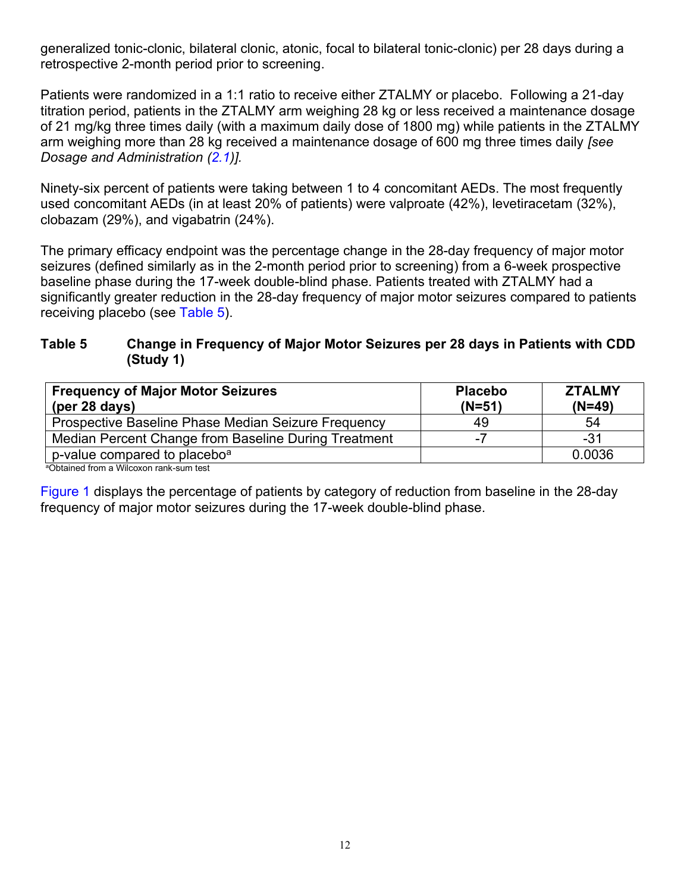generalized tonic-clonic, bilateral clonic, atonic, focal to bilateral tonic-clonic) per 28 days during a retrospective 2-month period prior to screening.

Patients were randomized in a 1:1 ratio to receive either ZTALMY or placebo. Following a 21-day titration period, patients in the ZTALMY arm weighing 28 kg or less received a maintenance dosage of 21 mg/kg three times daily (with a maximum daily dose of 1800 mg) while patients in the ZTALMY arm weighing more than 28 kg received a maintenance dosage of 600 mg three times daily *[see Dosage and Administration (2.1)].*

Ninety-six percent of patients were taking between 1 to 4 concomitant AEDs. The most frequently used concomitant AEDs (in at least 20% of patients) were valproate (42%), levetiracetam (32%), clobazam (29%), and vigabatrin (24%).

The primary efficacy endpoint was the percentage change in the 28-day frequency of major motor seizures (defined similarly as in the 2-month period prior to screening) from a 6-week prospective baseline phase during the 17-week double-blind phase. Patients treated with ZTALMY had a significantly greater reduction in the 28-day frequency of major motor seizures compared to patients receiving placebo (see Table 5).

**Table 5 Change in Frequency of Major Motor Seizures per 28 days in Patients with CDD (Study 1)**

| Frequency of Major Motor Seizures (per 28 days) | Placebo (N=51) | ZTALMY (N=49) |
|---|---|---|
| Prospective Baseline Phase Median Seizure Frequency | 49 | 54 |
| Median Percent Change from Baseline During Treatment | -7 | -31 |
| p-value compared to placebo[a] | | 0.0036 |

[a]Obtained from a Wilcoxon rank-sum test

Figure 1 displays the percentage of patients by category of reduction from baseline in the 28-day frequency of major motor seizures during the 17-week double-blind phase.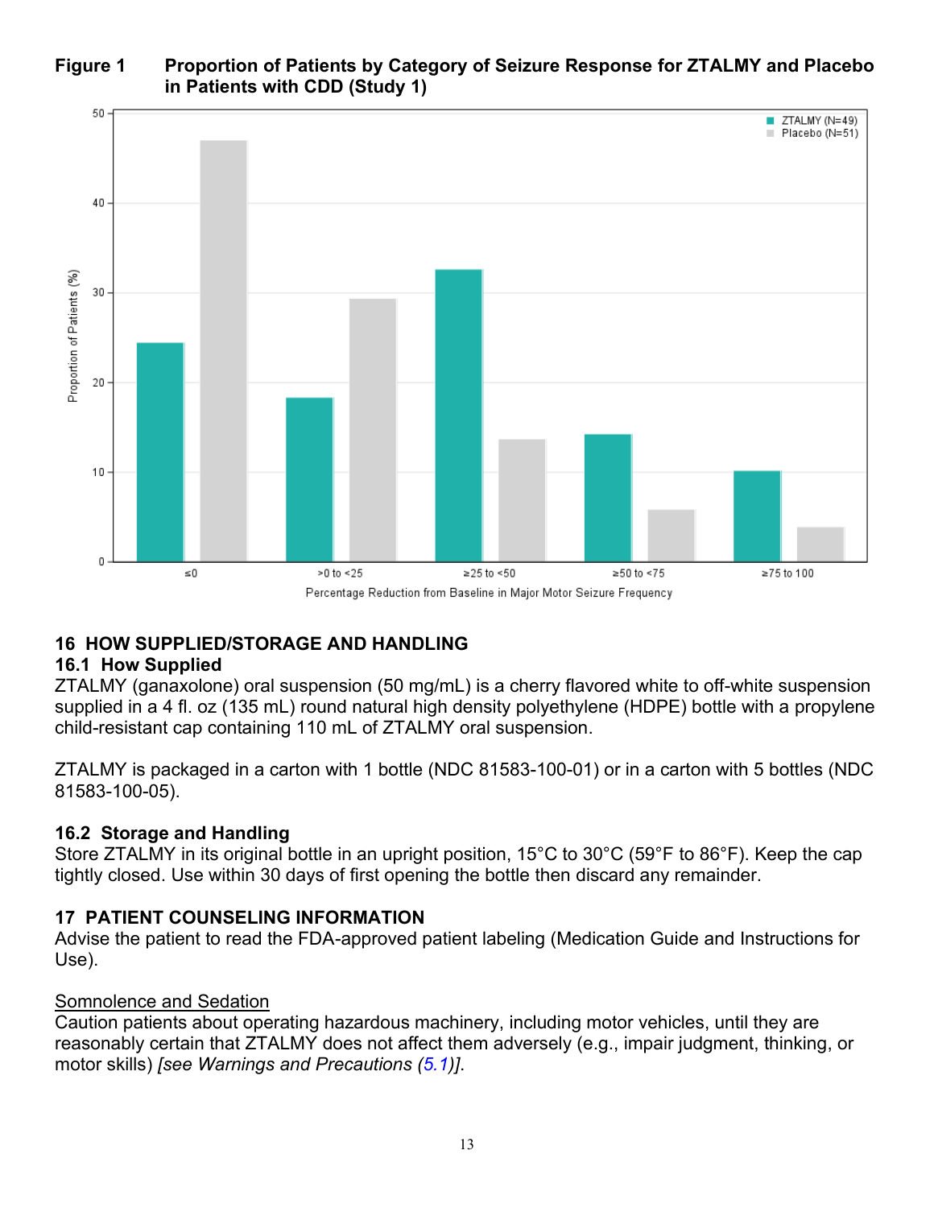**Figure 1 Proportion of Patients by Category of Seizure Response for ZTALMY and Placebo in Patients with CDD (Study 1)**

## 16 HOW SUPPLIED/STORAGE AND HANDLING

### 16.1 How Supplied

ZTALMY (ganaxolone) oral suspension (50 mg/mL) is a cherry flavored white to off-white suspension supplied in a 4 fl. oz (135 mL) round natural high density polyethylene (HDPE) bottle with a propylene child-resistant cap containing 110 mL of ZTALMY oral suspension.

ZTALMY is packaged in a carton with 1 bottle (NDC 81583-100-01) or in a carton with 5 bottles (NDC 81583-100-05).

### 16.2 Storage and Handling

Store ZTALMY in its original bottle in an upright position, 15°C to 30°C (59°F to 86°F). Keep the cap tightly closed. Use within 30 days of first opening the bottle then discard any remainder.

## 17 PATIENT COUNSELING INFORMATION

Advise the patient to read the FDA-approved patient labeling (Medication Guide and Instructions for Use).

Somnolence and Sedation

Caution patients about operating hazardous machinery, including motor vehicles, until they are reasonably certain that ZTALMY does not affect them adversely (e.g., impair judgment, thinking, or motor skills) *[see Warnings and Precautions (5.1)]*.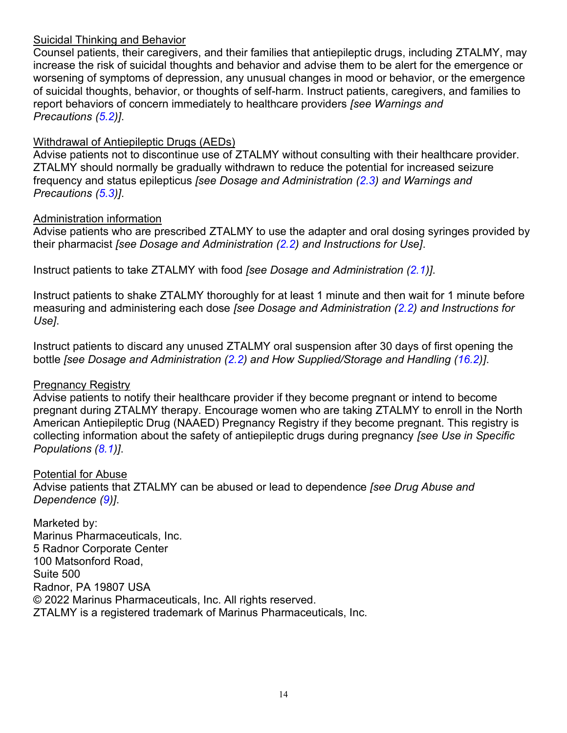Suicidal Thinking and Behavior

Counsel patients, their caregivers, and their families that antiepileptic drugs, including ZTALMY, may increase the risk of suicidal thoughts and behavior and advise them to be alert for the emergence or worsening of symptoms of depression, any unusual changes in mood or behavior, or the emergence of suicidal thoughts, behavior, or thoughts of self-harm. Instruct patients, caregivers, and families to report behaviors of concern immediately to healthcare providers *[see Warnings and Precautions (5.2)]*.

Withdrawal of Antiepileptic Drugs (AEDs)

Advise patients not to discontinue use of ZTALMY without consulting with their healthcare provider. ZTALMY should normally be gradually withdrawn to reduce the potential for increased seizure frequency and status epilepticus *[see Dosage and Administration (2.3) and Warnings and Precautions (5.3)]*.

Administration information

Advise patients who are prescribed ZTALMY to use the adapter and oral dosing syringes provided by their pharmacist *[see Dosage and Administration (2.2) and Instructions for Use]*.

Instruct patients to take ZTALMY with food *[see Dosage and Administration (2.1)]*.

Instruct patients to shake ZTALMY thoroughly for at least 1 minute and then wait for 1 minute before measuring and administering each dose *[see Dosage and Administration (2.2) and Instructions for Use]*.

Instruct patients to discard any unused ZTALMY oral suspension after 30 days of first opening the bottle *[see Dosage and Administration (2.2) and How Supplied/Storage and Handling (16.2)]*.

Pregnancy Registry

Advise patients to notify their healthcare provider if they become pregnant or intend to become pregnant during ZTALMY therapy. Encourage women who are taking ZTALMY to enroll in the North American Antiepileptic Drug (NAAED) Pregnancy Registry if they become pregnant. This registry is collecting information about the safety of antiepileptic drugs during pregnancy *[see Use in Specific Populations (8.1)]*.

Potential for Abuse

Advise patients that ZTALMY can be abused or lead to dependence *[see Drug Abuse and Dependence (9)]*.

Marketed by:
Marinus Pharmaceuticals, Inc.
5 Radnor Corporate Center
100 Matsonford Road,
Suite 500
Radnor, PA 19807 USA
© 2022 Marinus Pharmaceuticals, Inc. All rights reserved.
ZTALMY is a registered trademark of Marinus Pharmaceuticals, Inc.